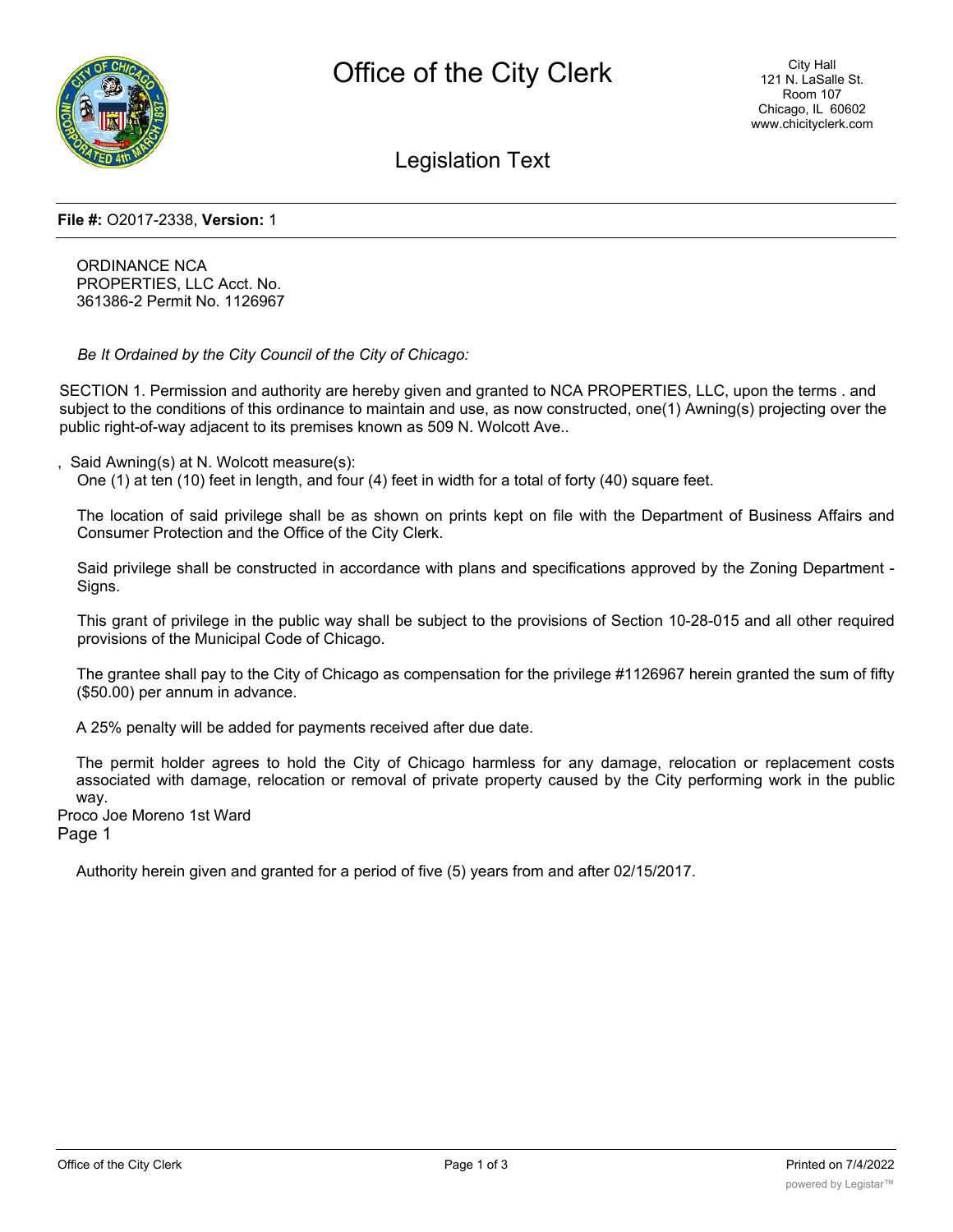File #: O2017-2338, Version: 1

ORDINANCE NCA PROPERTIES, LLC Acct. No. 361386-2 Permit No. 1126967

*Be It Ordained by the City Council of the City of Chicago:*

SECTION 1. Permission and authority are hereby given and granted to NCA PROPERTIES, LLC, upon the terms . and subject to the conditions of this ordinance to maintain and use, as now constructed, one(1) Awning(s) projecting over the public right-of-way adjacent to its premises known as 509 N. Wolcott Ave..

, Said Awning(s) at N. Wolcott measure(s):

One (1) at ten (10) feet in length, and four (4) feet in width for a total of forty (40) square feet.

The location of said privilege shall be as shown on prints kept on file with the Department of Business Affairs and Consumer Protection and the Office of the City Clerk.

Said privilege shall be constructed in accordance with plans and specifications approved by the Zoning Department - Signs.

This grant of privilege in the public way shall be subject to the provisions of Section 10-28-015 and all other required provisions of the Municipal Code of Chicago.

The grantee shall pay to the City of Chicago as compensation for the privilege #1126967 herein granted the sum of fifty ($50.00) per annum in advance.

A 25% penalty will be added for payments received after due date.

The permit holder agrees to hold the City of Chicago harmless for any damage, relocation or replacement costs associated with damage, relocation or removal of private property caused by the City performing work in the public way.

Proco Joe Moreno 1st Ward

Page 1

Authority herein given and granted for a period of five (5) years from and after 02/15/2017.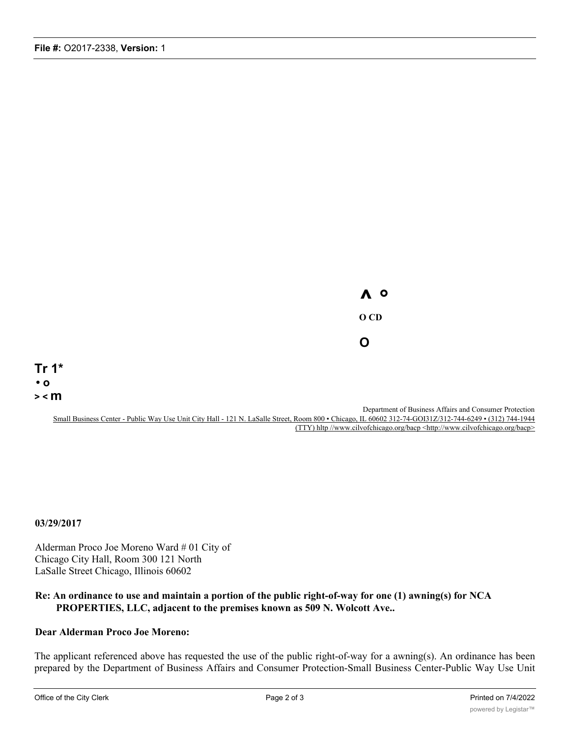^ °

O CD

O

Tr 1*
• o
> < m

Department of Business Affairs and Consumer Protection
Small Business Center - Public Way Use Unit City Hall - 121 N. LaSalle Street, Room 800 • Chicago, IL 60602 312-74-GOI31Z/312-744-6249 • (312) 744-1944 (TTY) hltp //www.cilvofchicago.org/bacp <http://www.cilvofchicago.org/bacp>

**03/29/2017**

Alderman Proco Joe Moreno Ward # 01 City of Chicago City Hall, Room 300 121 North LaSalle Street Chicago, Illinois 60602

**Re: An ordinance to use and maintain a portion of the public right-of-way for one (1) awning(s) for NCA PROPERTIES, LLC, adjacent to the premises known as 509 N. Wolcott Ave..**

**Dear Alderman Proco Joe Moreno:**

The applicant referenced above has requested the use of the public right-of-way for a awning(s). An ordinance has been prepared by the Department of Business Affairs and Consumer Protection-Small Business Center-Public Way Use Unit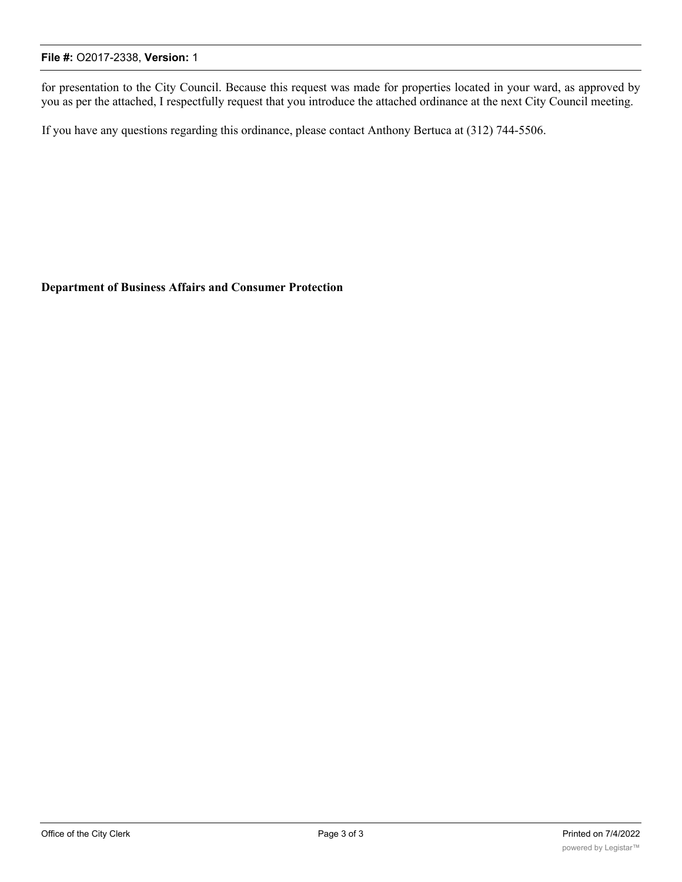for presentation to the City Council. Because this request was made for properties located in your ward, as approved by you as per the attached, I respectfully request that you introduce the attached ordinance at the next City Council meeting.

If you have any questions regarding this ordinance, please contact Anthony Bertuca at (312) 744-5506.

**Department of Business Affairs and Consumer Protection**